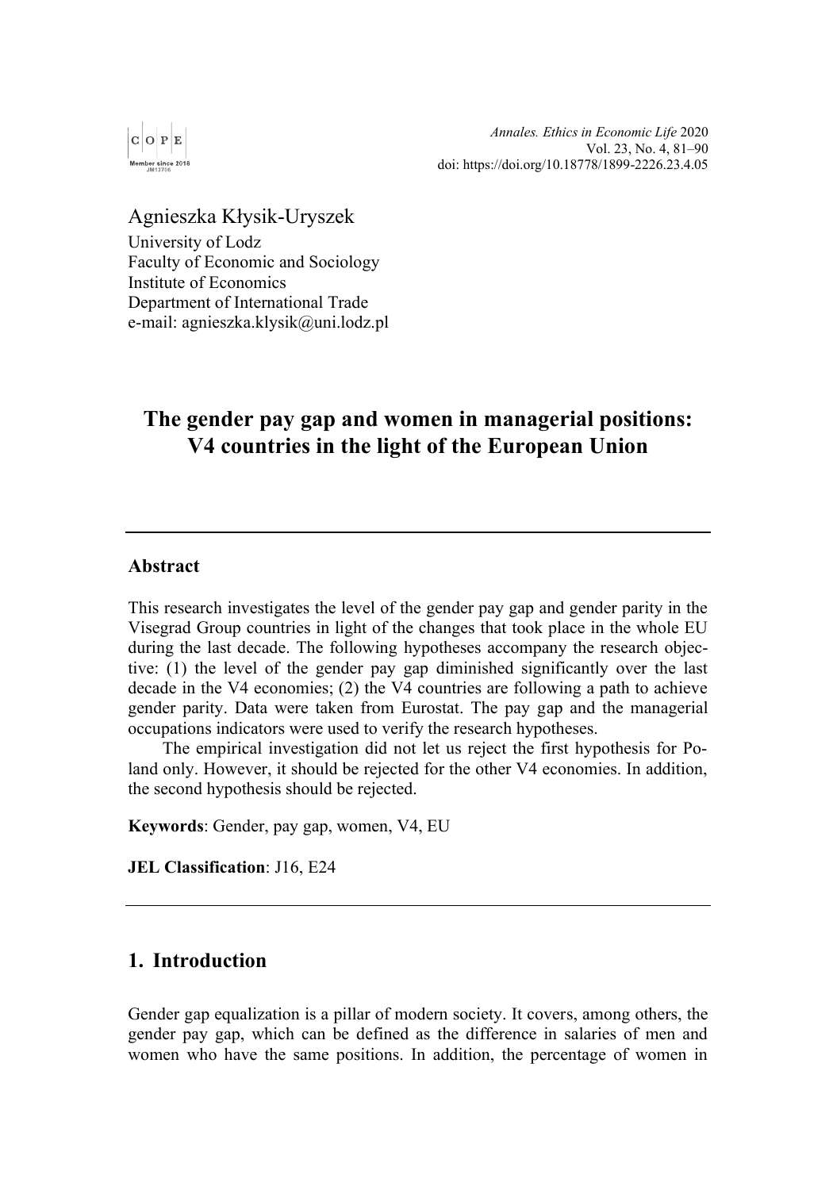Agnieszka Kłysik-Uryszek
University of Lodz
Faculty of Economic and Sociology
Institute of Economics
Department of International Trade
e-mail: agnieszka.klysik@uni.lodz.pl

# The gender pay gap and women in managerial positions: V4 countries in the light of the European Union

## Abstract

This research investigates the level of the gender pay gap and gender parity in the Visegrad Group countries in light of the changes that took place in the whole EU during the last decade. The following hypotheses accompany the research objective: (1) the level of the gender pay gap diminished significantly over the last decade in the V4 economies; (2) the V4 countries are following a path to achieve gender parity. Data were taken from Eurostat. The pay gap and the managerial occupations indicators were used to verify the research hypotheses.

The empirical investigation did not let us reject the first hypothesis for Poland only. However, it should be rejected for the other V4 economies. In addition, the second hypothesis should be rejected.

**Keywords**: Gender, pay gap, women, V4, EU

**JEL Classification**: J16, E24

## 1. Introduction

Gender gap equalization is a pillar of modern society. It covers, among others, the gender pay gap, which can be defined as the difference in salaries of men and women who have the same positions. In addition, the percentage of women in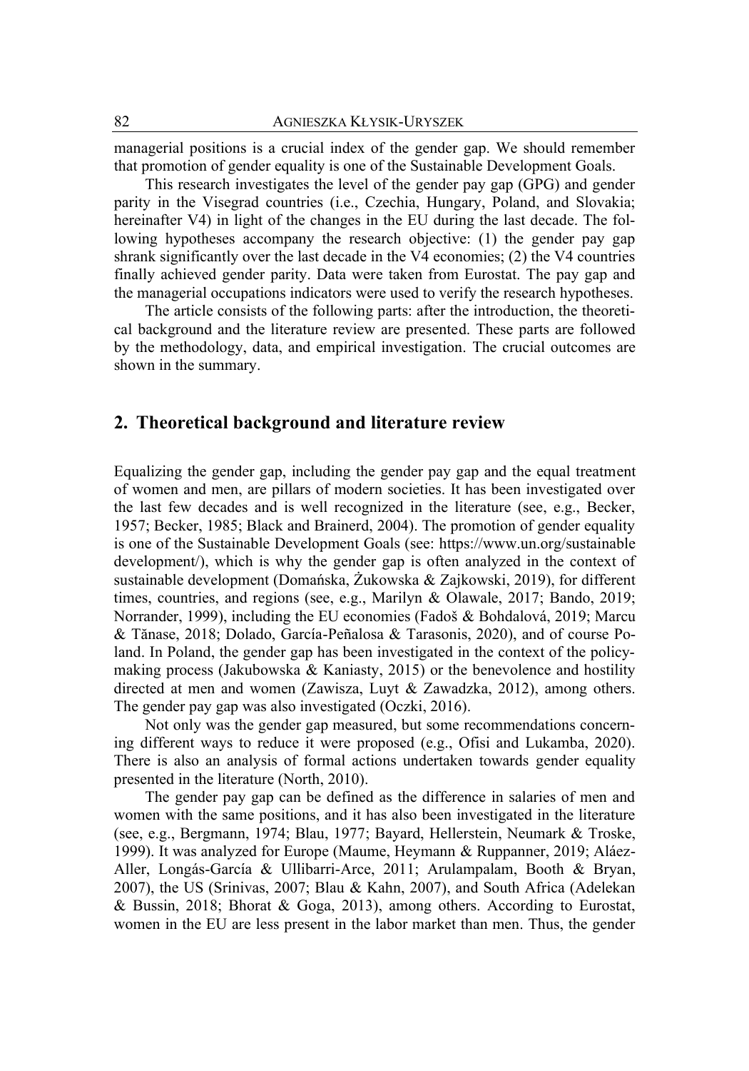managerial positions is a crucial index of the gender gap. We should remember that promotion of gender equality is one of the Sustainable Development Goals.

This research investigates the level of the gender pay gap (GPG) and gender parity in the Visegrad countries (i.e., Czechia, Hungary, Poland, and Slovakia; hereinafter V4) in light of the changes in the EU during the last decade. The following hypotheses accompany the research objective: (1) the gender pay gap shrank significantly over the last decade in the V4 economies; (2) the V4 countries finally achieved gender parity. Data were taken from Eurostat. The pay gap and the managerial occupations indicators were used to verify the research hypotheses.

The article consists of the following parts: after the introduction, the theoretical background and the literature review are presented. These parts are followed by the methodology, data, and empirical investigation. The crucial outcomes are shown in the summary.

## 2. Theoretical background and literature review

Equalizing the gender gap, including the gender pay gap and the equal treatment of women and men, are pillars of modern societies. It has been investigated over the last few decades and is well recognized in the literature (see, e.g., Becker, 1957; Becker, 1985; Black and Brainerd, 2004). The promotion of gender equality is one of the Sustainable Development Goals (see: https://www.un.org/sustainable development/), which is why the gender gap is often analyzed in the context of sustainable development (Domańska, Żukowska & Zajkowski, 2019), for different times, countries, and regions (see, e.g., Marilyn & Olawale, 2017; Bando, 2019; Norrander, 1999), including the EU economies (Fadoš & Bohdalová, 2019; Marcu & Tănase, 2018; Dolado, García-Peñalosa & Tarasonis, 2020), and of course Poland. In Poland, the gender gap has been investigated in the context of the policy-making process (Jakubowska & Kaniasty, 2015) or the benevolence and hostility directed at men and women (Zawisza, Luyt & Zawadzka, 2012), among others. The gender pay gap was also investigated (Oczki, 2016).

Not only was the gender gap measured, but some recommendations concerning different ways to reduce it were proposed (e.g., Ofisi and Lukamba, 2020). There is also an analysis of formal actions undertaken towards gender equality presented in the literature (North, 2010).

The gender pay gap can be defined as the difference in salaries of men and women with the same positions, and it has also been investigated in the literature (see, e.g., Bergmann, 1974; Blau, 1977; Bayard, Hellerstein, Neumark & Troske, 1999). It was analyzed for Europe (Maume, Heymann & Ruppanner, 2019; Aláez-Aller, Longás-García & Ullibarri-Arce, 2011; Arulampalam, Booth & Bryan, 2007), the US (Srinivas, 2007; Blau & Kahn, 2007), and South Africa (Adelekan & Bussin, 2018; Bhorat & Goga, 2013), among others. According to Eurostat, women in the EU are less present in the labor market than men. Thus, the gender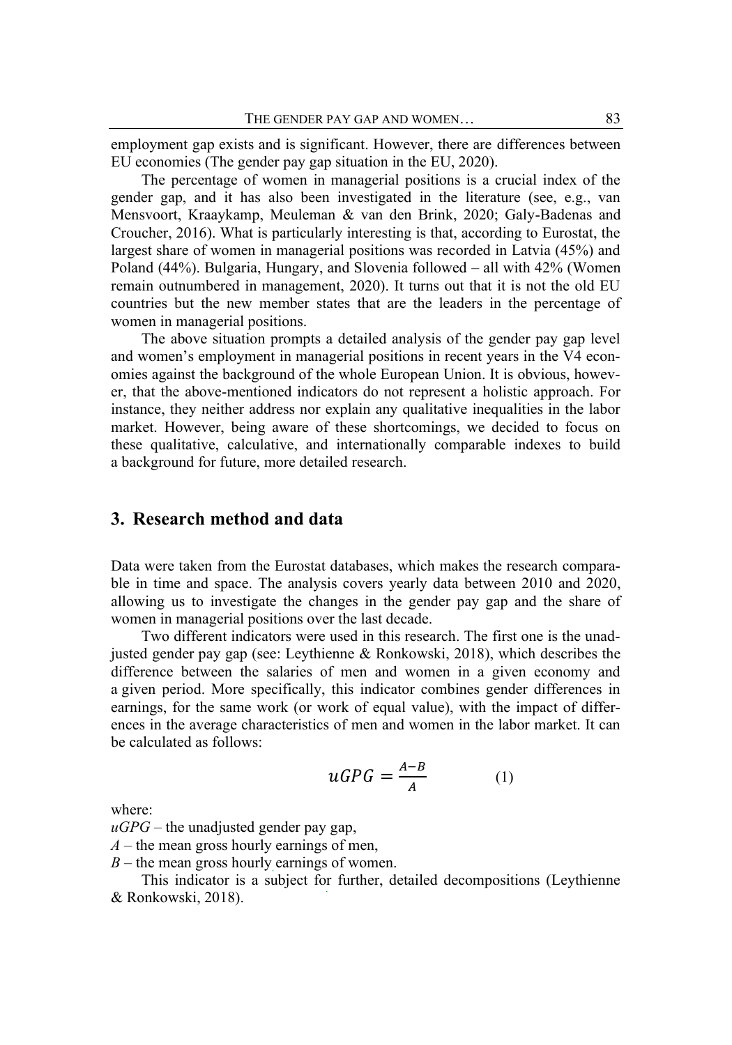employment gap exists and is significant. However, there are differences between EU economies (The gender pay gap situation in the EU, 2020).

The percentage of women in managerial positions is a crucial index of the gender gap, and it has also been investigated in the literature (see, e.g., van Mensvoort, Kraaykamp, Meuleman & van den Brink, 2020; Galy-Badenas and Croucher, 2016). What is particularly interesting is that, according to Eurostat, the largest share of women in managerial positions was recorded in Latvia (45%) and Poland (44%). Bulgaria, Hungary, and Slovenia followed – all with 42% (Women remain outnumbered in management, 2020). It turns out that it is not the old EU countries but the new member states that are the leaders in the percentage of women in managerial positions.

The above situation prompts a detailed analysis of the gender pay gap level and women's employment in managerial positions in recent years in the V4 economies against the background of the whole European Union. It is obvious, however, that the above-mentioned indicators do not represent a holistic approach. For instance, they neither address nor explain any qualitative inequalities in the labor market. However, being aware of these shortcomings, we decided to focus on these qualitative, calculative, and internationally comparable indexes to build a background for future, more detailed research.

## 3. Research method and data

Data were taken from the Eurostat databases, which makes the research comparable in time and space. The analysis covers yearly data between 2010 and 2020, allowing us to investigate the changes in the gender pay gap and the share of women in managerial positions over the last decade.

Two different indicators were used in this research. The first one is the unadjusted gender pay gap (see: Leythienne & Ronkowski, 2018), which describes the difference between the salaries of men and women in a given economy and a given period. More specifically, this indicator combines gender differences in earnings, for the same work (or work of equal value), with the impact of differences in the average characteristics of men and women in the labor market. It can be calculated as follows:

$$uGPG = \frac{A-B}{A} \qquad (1)$$

where:

$uGPG$ – the unadjusted gender pay gap,

$A$ – the mean gross hourly earnings of men,

$B$ – the mean gross hourly earnings of women.

This indicator is a subject for further, detailed decompositions (Leythienne & Ronkowski, 2018).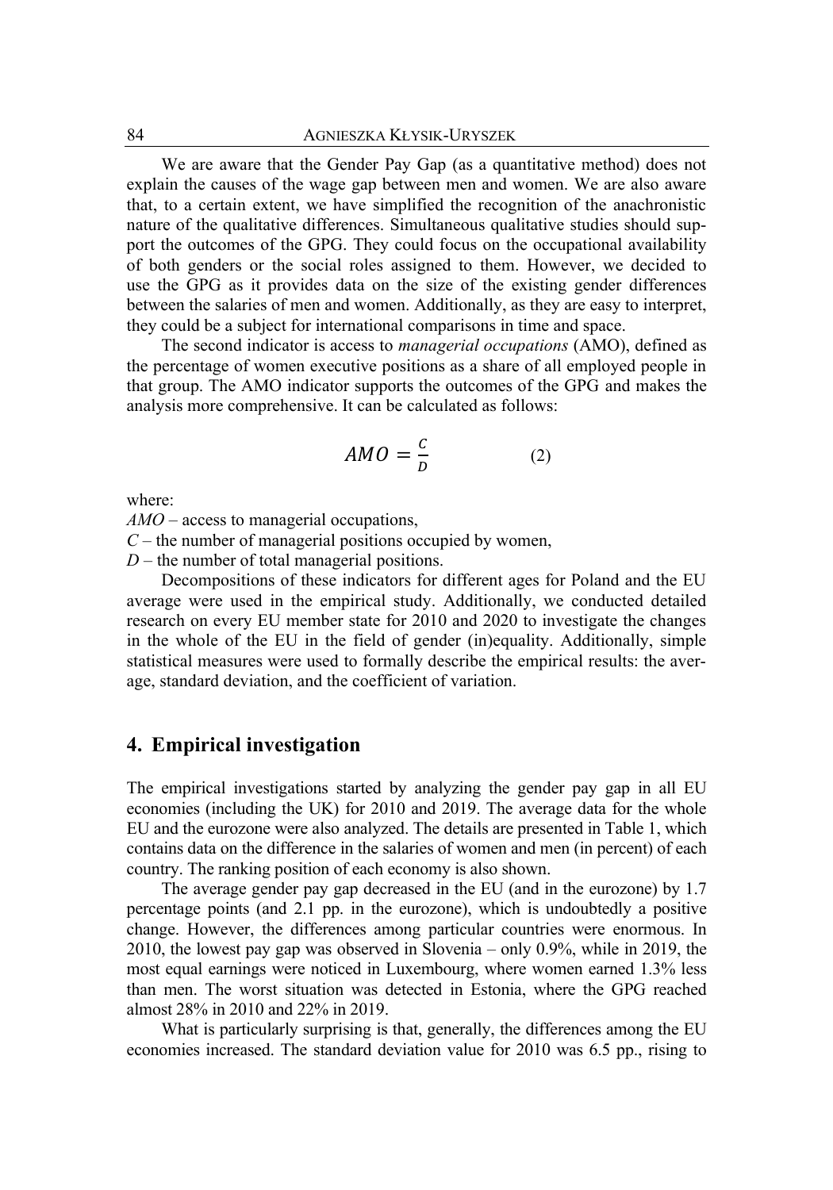We are aware that the Gender Pay Gap (as a quantitative method) does not explain the causes of the wage gap between men and women. We are also aware that, to a certain extent, we have simplified the recognition of the anachronistic nature of the qualitative differences. Simultaneous qualitative studies should support the outcomes of the GPG. They could focus on the occupational availability of both genders or the social roles assigned to them. However, we decided to use the GPG as it provides data on the size of the existing gender differences between the salaries of men and women. Additionally, as they are easy to interpret, they could be a subject for international comparisons in time and space.

The second indicator is access to *managerial occupations* (AMO), defined as the percentage of women executive positions as a share of all employed people in that group. The AMO indicator supports the outcomes of the GPG and makes the analysis more comprehensive. It can be calculated as follows:

$$AMO = \frac{C}{D} \qquad (2)$$

where:

*AMO* – access to managerial occupations,

*C* – the number of managerial positions occupied by women,

*D* – the number of total managerial positions.

Decompositions of these indicators for different ages for Poland and the EU average were used in the empirical study. Additionally, we conducted detailed research on every EU member state for 2010 and 2020 to investigate the changes in the whole of the EU in the field of gender (in)equality. Additionally, simple statistical measures were used to formally describe the empirical results: the average, standard deviation, and the coefficient of variation.

## 4. Empirical investigation

The empirical investigations started by analyzing the gender pay gap in all EU economies (including the UK) for 2010 and 2019. The average data for the whole EU and the eurozone were also analyzed. The details are presented in Table 1, which contains data on the difference in the salaries of women and men (in percent) of each country. The ranking position of each economy is also shown.

The average gender pay gap decreased in the EU (and in the eurozone) by 1.7 percentage points (and 2.1 pp. in the eurozone), which is undoubtedly a positive change. However, the differences among particular countries were enormous. In 2010, the lowest pay gap was observed in Slovenia – only 0.9%, while in 2019, the most equal earnings were noticed in Luxembourg, where women earned 1.3% less than men. The worst situation was detected in Estonia, where the GPG reached almost 28% in 2010 and 22% in 2019.

What is particularly surprising is that, generally, the differences among the EU economies increased. The standard deviation value for 2010 was 6.5 pp., rising to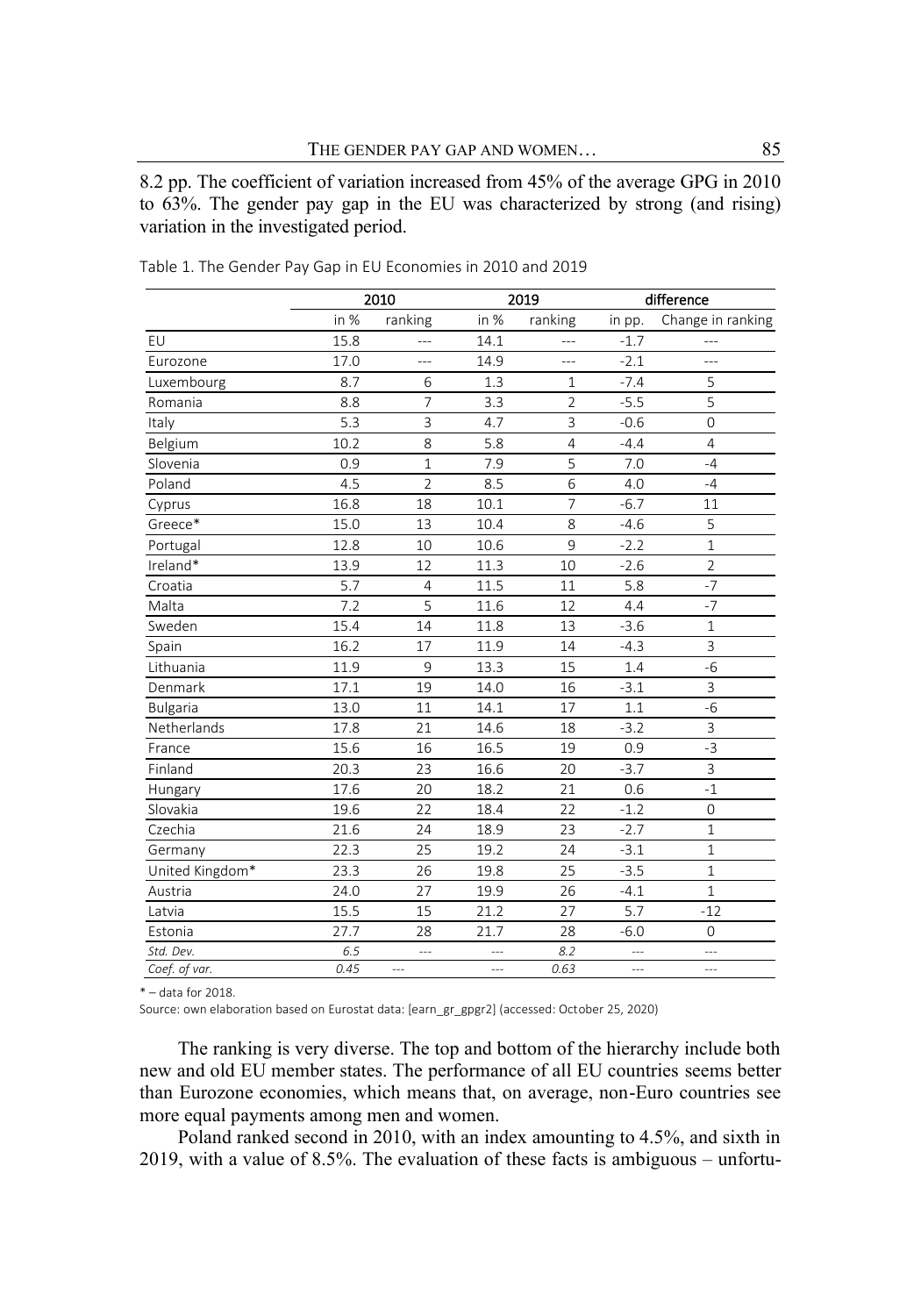8.2 pp. The coefficient of variation increased from 45% of the average GPG in 2010 to 63%. The gender pay gap in the EU was characterized by strong (and rising) variation in the investigated period.

Table 1. The Gender Pay Gap in EU Economies in 2010 and 2019

| | 2010 | | 2019 | | difference | |
|---|---|---|---|---|---|---|
| | in % | ranking | in % | ranking | in pp. | Change in ranking |
| EU | 15.8 | --- | 14.1 | --- | -1.7 | --- |
| Eurozone | 17.0 | --- | 14.9 | --- | -2.1 | --- |
| Luxembourg | 8.7 | 6 | 1.3 | 1 | -7.4 | 5 |
| Romania | 8.8 | 7 | 3.3 | 2 | -5.5 | 5 |
| Italy | 5.3 | 3 | 4.7 | 3 | -0.6 | 0 |
| Belgium | 10.2 | 8 | 5.8 | 4 | -4.4 | 4 |
| Slovenia | 0.9 | 1 | 7.9 | 5 | 7.0 | -4 |
| Poland | 4.5 | 2 | 8.5 | 6 | 4.0 | -4 |
| Cyprus | 16.8 | 18 | 10.1 | 7 | -6.7 | 11 |
| Greece* | 15.0 | 13 | 10.4 | 8 | -4.6 | 5 |
| Portugal | 12.8 | 10 | 10.6 | 9 | -2.2 | 1 |
| Ireland* | 13.9 | 12 | 11.3 | 10 | -2.6 | 2 |
| Croatia | 5.7 | 4 | 11.5 | 11 | 5.8 | -7 |
| Malta | 7.2 | 5 | 11.6 | 12 | 4.4 | -7 |
| Sweden | 15.4 | 14 | 11.8 | 13 | -3.6 | 1 |
| Spain | 16.2 | 17 | 11.9 | 14 | -4.3 | 3 |
| Lithuania | 11.9 | 9 | 13.3 | 15 | 1.4 | -6 |
| Denmark | 17.1 | 19 | 14.0 | 16 | -3.1 | 3 |
| Bulgaria | 13.0 | 11 | 14.1 | 17 | 1.1 | -6 |
| Netherlands | 17.8 | 21 | 14.6 | 18 | -3.2 | 3 |
| France | 15.6 | 16 | 16.5 | 19 | 0.9 | -3 |
| Finland | 20.3 | 23 | 16.6 | 20 | -3.7 | 3 |
| Hungary | 17.6 | 20 | 18.2 | 21 | 0.6 | -1 |
| Slovakia | 19.6 | 22 | 18.4 | 22 | -1.2 | 0 |
| Czechia | 21.6 | 24 | 18.9 | 23 | -2.7 | 1 |
| Germany | 22.3 | 25 | 19.2 | 24 | -3.1 | 1 |
| United Kingdom* | 23.3 | 26 | 19.8 | 25 | -3.5 | 1 |
| Austria | 24.0 | 27 | 19.9 | 26 | -4.1 | 1 |
| Latvia | 15.5 | 15 | 21.2 | 27 | 5.7 | -12 |
| Estonia | 27.7 | 28 | 21.7 | 28 | -6.0 | 0 |
| *Std. Dev.* | *6.5* | --- | --- | *8.2* | --- | --- |
| *Coef. of var.* | *0.45* | --- | --- | *0.63* | --- | --- |

* – data for 2018.

Source: own elaboration based on Eurostat data: [earn_gr_gpgr2] (accessed: October 25, 2020)

The ranking is very diverse. The top and bottom of the hierarchy include both new and old EU member states. The performance of all EU countries seems better than Eurozone economies, which means that, on average, non-Euro countries see more equal payments among men and women.

Poland ranked second in 2010, with an index amounting to 4.5%, and sixth in 2019, with a value of 8.5%. The evaluation of these facts is ambiguous – unfortu-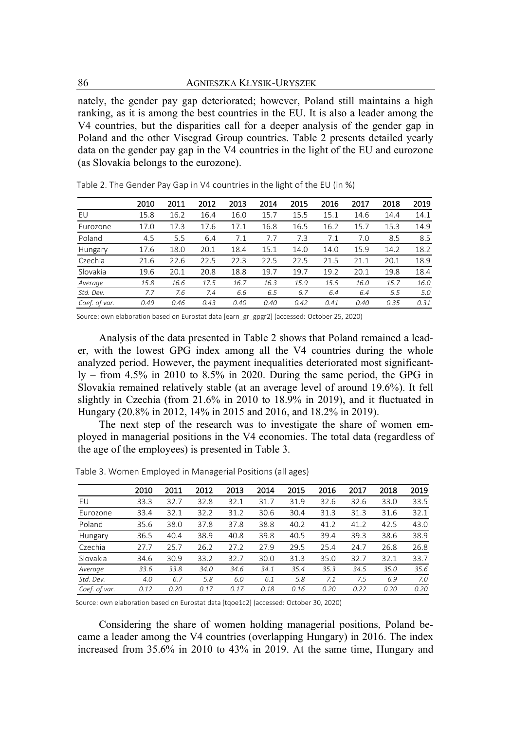nately, the gender pay gap deteriorated; however, Poland still maintains a high ranking, as it is among the best countries in the EU. It is also a leader among the V4 countries, but the disparities call for a deeper analysis of the gender gap in Poland and the other Visegrad Group countries. Table 2 presents detailed yearly data on the gender pay gap in the V4 countries in the light of the EU and eurozone (as Slovakia belongs to the eurozone).

Table 2. The Gender Pay Gap in V4 countries in the light of the EU (in %)

| | 2010 | 2011 | 2012 | 2013 | 2014 | 2015 | 2016 | 2017 | 2018 | 2019 |
|---|---|---|---|---|---|---|---|---|---|---|
| EU | 15.8 | 16.2 | 16.4 | 16.0 | 15.7 | 15.5 | 15.1 | 14.6 | 14.4 | 14.1 |
| Eurozone | 17.0 | 17.3 | 17.6 | 17.1 | 16.8 | 16.5 | 16.2 | 15.7 | 15.3 | 14.9 |
| Poland | 4.5 | 5.5 | 6.4 | 7.1 | 7.7 | 7.3 | 7.1 | 7.0 | 8.5 | 8.5 |
| Hungary | 17.6 | 18.0 | 20.1 | 18.4 | 15.1 | 14.0 | 14.0 | 15.9 | 14.2 | 18.2 |
| Czechia | 21.6 | 22.6 | 22.5 | 22.3 | 22.5 | 22.5 | 21.5 | 21.1 | 20.1 | 18.9 |
| Slovakia | 19.6 | 20.1 | 20.8 | 18.8 | 19.7 | 19.7 | 19.2 | 20.1 | 19.8 | 18.4 |
| *Average* | *15.8* | *16.6* | *17.5* | *16.7* | *16.3* | *15.9* | *15.5* | *16.0* | *15.7* | *16.0* |
| *Std. Dev.* | *7.7* | *7.6* | *7.4* | *6.6* | *6.5* | *6.7* | *6.4* | *6.4* | *5.5* | *5.0* |
| *Coef. of var.* | *0.49* | *0.46* | *0.43* | *0.40* | *0.40* | *0.42* | *0.41* | *0.40* | *0.35* | *0.31* |

Source: own elaboration based on Eurostat data [earn_gr_gpgr2] (accessed: October 25, 2020)

Analysis of the data presented in Table 2 shows that Poland remained a leader, with the lowest GPG index among all the V4 countries during the whole analyzed period. However, the payment inequalities deteriorated most significantly – from 4.5% in 2010 to 8.5% in 2020. During the same period, the GPG in Slovakia remained relatively stable (at an average level of around 19.6%). It fell slightly in Czechia (from 21.6% in 2010 to 18.9% in 2019), and it fluctuated in Hungary (20.8% in 2012, 14% in 2015 and 2016, and 18.2% in 2019).

The next step of the research was to investigate the share of women employed in managerial positions in the V4 economies. The total data (regardless of the age of the employees) is presented in Table 3.

Table 3. Women Employed in Managerial Positions (all ages)

| | 2010 | 2011 | 2012 | 2013 | 2014 | 2015 | 2016 | 2017 | 2018 | 2019 |
|---|---|---|---|---|---|---|---|---|---|---|
| EU | 33.3 | 32.7 | 32.8 | 32.1 | 31.7 | 31.9 | 32.6 | 32.6 | 33.0 | 33.5 |
| Eurozone | 33.4 | 32.1 | 32.2 | 31.2 | 30.6 | 30.4 | 31.3 | 31.3 | 31.6 | 32.1 |
| Poland | 35.6 | 38.0 | 37.8 | 37.8 | 38.8 | 40.2 | 41.2 | 41.2 | 42.5 | 43.0 |
| Hungary | 36.5 | 40.4 | 38.9 | 40.8 | 39.8 | 40.5 | 39.4 | 39.3 | 38.6 | 38.9 |
| Czechia | 27.7 | 25.7 | 26.2 | 27.2 | 27.9 | 29.5 | 25.4 | 24.7 | 26.8 | 26.8 |
| Slovakia | 34.6 | 30.9 | 33.2 | 32.7 | 30.0 | 31.3 | 35.0 | 32.7 | 32.1 | 33.7 |
| *Average* | *33.6* | *33.8* | *34.0* | *34.6* | *34.1* | *35.4* | *35.3* | *34.5* | *35.0* | *35.6* |
| *Std. Dev.* | *4.0* | *6.7* | *5.8* | *6.0* | *6.1* | *5.8* | *7.1* | *7.5* | *6.9* | *7.0* |
| *Coef. of var.* | *0.12* | *0.20* | *0.17* | *0.17* | *0.18* | *0.16* | *0.20* | *0.22* | *0.20* | *0.20* |

Source: own elaboration based on Eurostat data [tqoe1c2] (accessed: October 30, 2020)

Considering the share of women holding managerial positions, Poland became a leader among the V4 countries (overlapping Hungary) in 2016. The index increased from 35.6% in 2010 to 43% in 2019. At the same time, Hungary and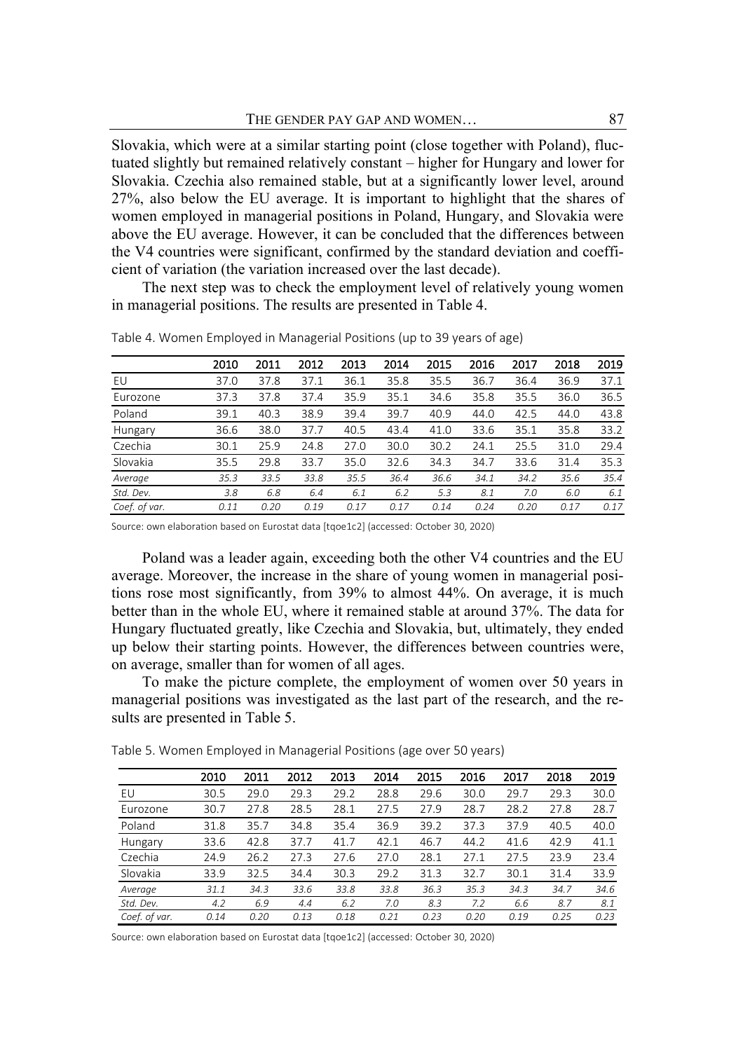Slovakia, which were at a similar starting point (close together with Poland), fluctuated slightly but remained relatively constant – higher for Hungary and lower for Slovakia. Czechia also remained stable, but at a significantly lower level, around 27%, also below the EU average. It is important to highlight that the shares of women employed in managerial positions in Poland, Hungary, and Slovakia were above the EU average. However, it can be concluded that the differences between the V4 countries were significant, confirmed by the standard deviation and coefficient of variation (the variation increased over the last decade).

The next step was to check the employment level of relatively young women in managerial positions. The results are presented in Table 4.

Table 4. Women Employed in Managerial Positions (up to 39 years of age)

| | 2010 | 2011 | 2012 | 2013 | 2014 | 2015 | 2016 | 2017 | 2018 | 2019 |
|---|---|---|---|---|---|---|---|---|---|---|
| EU | 37.0 | 37.8 | 37.1 | 36.1 | 35.8 | 35.5 | 36.7 | 36.4 | 36.9 | 37.1 |
| Eurozone | 37.3 | 37.8 | 37.4 | 35.9 | 35.1 | 34.6 | 35.8 | 35.5 | 36.0 | 36.5 |
| Poland | 39.1 | 40.3 | 38.9 | 39.4 | 39.7 | 40.9 | 44.0 | 42.5 | 44.0 | 43.8 |
| Hungary | 36.6 | 38.0 | 37.7 | 40.5 | 43.4 | 41.0 | 33.6 | 35.1 | 35.8 | 33.2 |
| Czechia | 30.1 | 25.9 | 24.8 | 27.0 | 30.0 | 30.2 | 24.1 | 25.5 | 31.0 | 29.4 |
| Slovakia | 35.5 | 29.8 | 33.7 | 35.0 | 32.6 | 34.3 | 34.7 | 33.6 | 31.4 | 35.3 |
| *Average* | *35.3* | *33.5* | *33.8* | *35.5* | *36.4* | *36.6* | *34.1* | *34.2* | *35.6* | *35.4* |
| *Std. Dev.* | *3.8* | *6.8* | *6.4* | *6.1* | *6.2* | *5.3* | *8.1* | *7.0* | *6.0* | *6.1* |
| *Coef. of var.* | *0.11* | *0.20* | *0.19* | *0.17* | *0.17* | *0.14* | *0.24* | *0.20* | *0.17* | *0.17* |

Source: own elaboration based on Eurostat data [tqoe1c2] (accessed: October 30, 2020)

Poland was a leader again, exceeding both the other V4 countries and the EU average. Moreover, the increase in the share of young women in managerial positions rose most significantly, from 39% to almost 44%. On average, it is much better than in the whole EU, where it remained stable at around 37%. The data for Hungary fluctuated greatly, like Czechia and Slovakia, but, ultimately, they ended up below their starting points. However, the differences between countries were, on average, smaller than for women of all ages.

To make the picture complete, the employment of women over 50 years in managerial positions was investigated as the last part of the research, and the results are presented in Table 5.

Table 5. Women Employed in Managerial Positions (age over 50 years)

| | 2010 | 2011 | 2012 | 2013 | 2014 | 2015 | 2016 | 2017 | 2018 | 2019 |
|---|---|---|---|---|---|---|---|---|---|---|
| EU | 30.5 | 29.0 | 29.3 | 29.2 | 28.8 | 29.6 | 30.0 | 29.7 | 29.3 | 30.0 |
| Eurozone | 30.7 | 27.8 | 28.5 | 28.1 | 27.5 | 27.9 | 28.7 | 28.2 | 27.8 | 28.7 |
| Poland | 31.8 | 35.7 | 34.8 | 35.4 | 36.9 | 39.2 | 37.3 | 37.9 | 40.5 | 40.0 |
| Hungary | 33.6 | 42.8 | 37.7 | 41.7 | 42.1 | 46.7 | 44.2 | 41.6 | 42.9 | 41.1 |
| Czechia | 24.9 | 26.2 | 27.3 | 27.6 | 27.0 | 28.1 | 27.1 | 27.5 | 23.9 | 23.4 |
| Slovakia | 33.9 | 32.5 | 34.4 | 30.3 | 29.2 | 31.3 | 32.7 | 30.1 | 31.4 | 33.9 |
| *Average* | *31.1* | *34.3* | *33.6* | *33.8* | *33.8* | *36.3* | *35.3* | *34.3* | *34.7* | *34.6* |
| *Std. Dev.* | *4.2* | *6.9* | *4.4* | *6.2* | *7.0* | *8.3* | *7.2* | *6.6* | *8.7* | *8.1* |
| *Coef. of var.* | *0.14* | *0.20* | *0.13* | *0.18* | *0.21* | *0.23* | *0.20* | *0.19* | *0.25* | *0.23* |

Source: own elaboration based on Eurostat data [tqoe1c2] (accessed: October 30, 2020)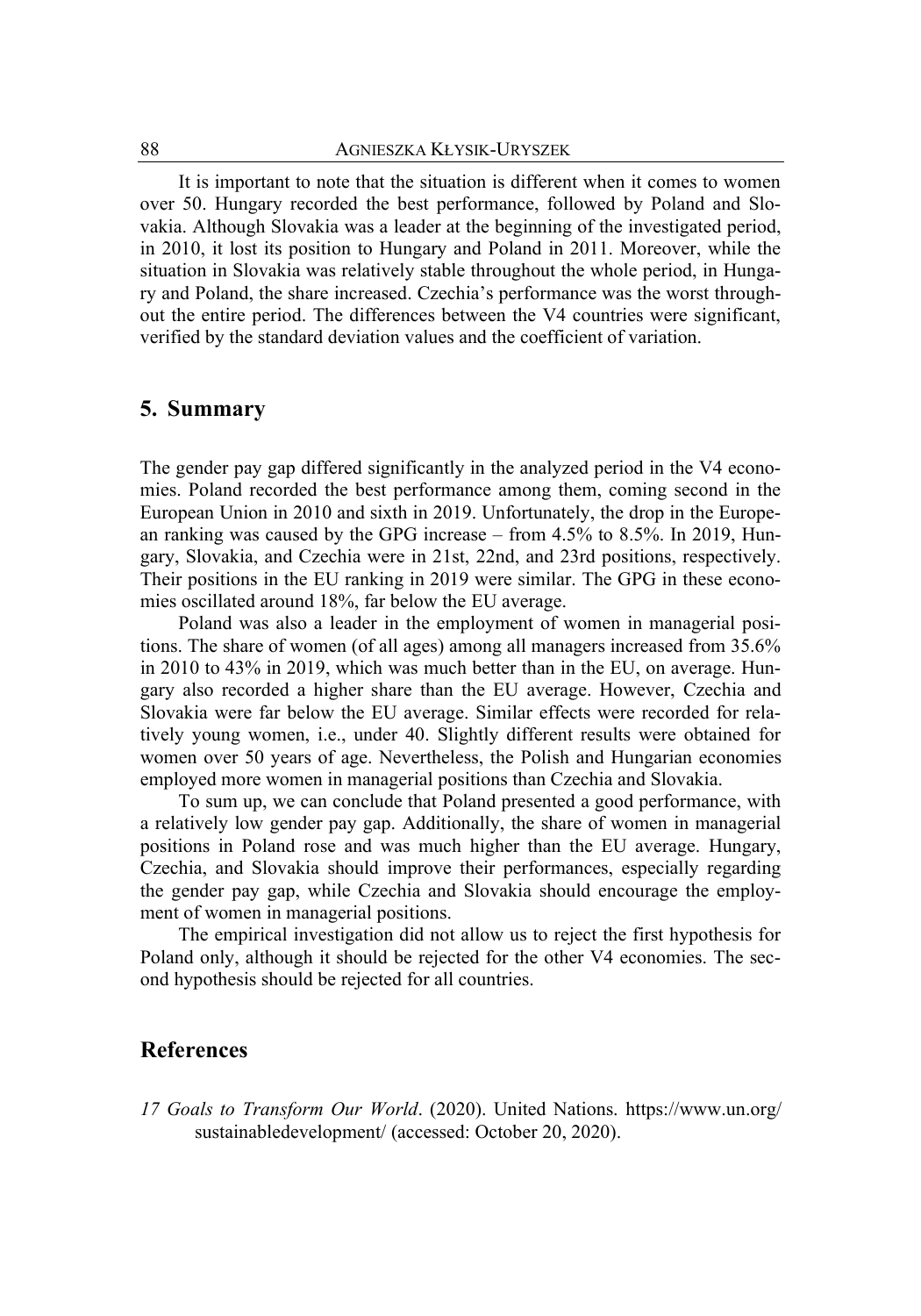It is important to note that the situation is different when it comes to women over 50. Hungary recorded the best performance, followed by Poland and Slovakia. Although Slovakia was a leader at the beginning of the investigated period, in 2010, it lost its position to Hungary and Poland in 2011. Moreover, while the situation in Slovakia was relatively stable throughout the whole period, in Hungary and Poland, the share increased. Czechia's performance was the worst throughout the entire period. The differences between the V4 countries were significant, verified by the standard deviation values and the coefficient of variation.

## 5. Summary

The gender pay gap differed significantly in the analyzed period in the V4 economies. Poland recorded the best performance among them, coming second in the European Union in 2010 and sixth in 2019. Unfortunately, the drop in the European ranking was caused by the GPG increase – from 4.5% to 8.5%. In 2019, Hungary, Slovakia, and Czechia were in 21st, 22nd, and 23rd positions, respectively. Their positions in the EU ranking in 2019 were similar. The GPG in these economies oscillated around 18%, far below the EU average.

Poland was also a leader in the employment of women in managerial positions. The share of women (of all ages) among all managers increased from 35.6% in 2010 to 43% in 2019, which was much better than in the EU, on average. Hungary also recorded a higher share than the EU average. However, Czechia and Slovakia were far below the EU average. Similar effects were recorded for relatively young women, i.e., under 40. Slightly different results were obtained for women over 50 years of age. Nevertheless, the Polish and Hungarian economies employed more women in managerial positions than Czechia and Slovakia.

To sum up, we can conclude that Poland presented a good performance, with a relatively low gender pay gap. Additionally, the share of women in managerial positions in Poland rose and was much higher than the EU average. Hungary, Czechia, and Slovakia should improve their performances, especially regarding the gender pay gap, while Czechia and Slovakia should encourage the employment of women in managerial positions.

The empirical investigation did not allow us to reject the first hypothesis for Poland only, although it should be rejected for the other V4 economies. The second hypothesis should be rejected for all countries.

## References

*17 Goals to Transform Our World*. (2020). United Nations. https://www.un.org/sustainabledevelopment/ (accessed: October 20, 2020).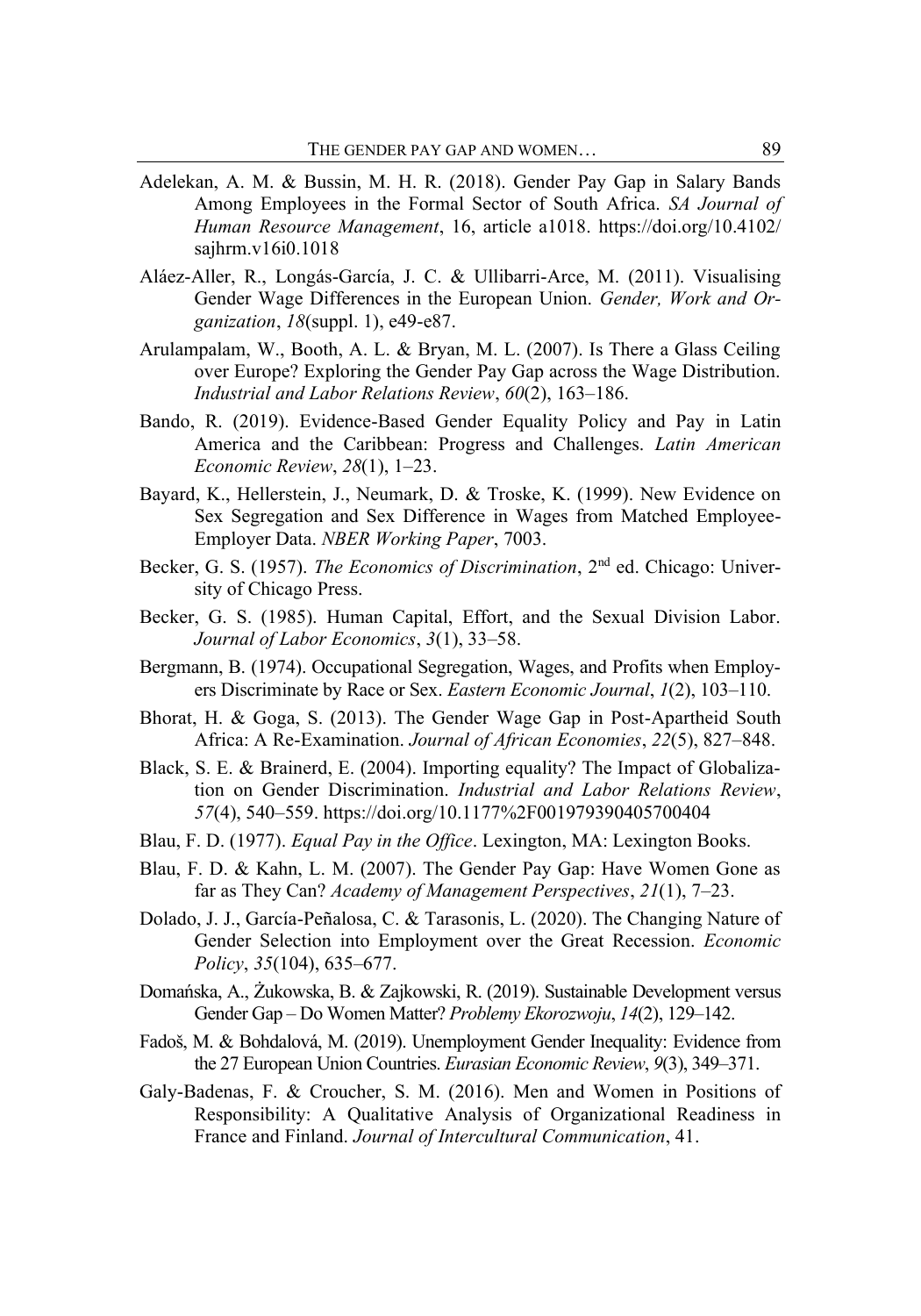Adelekan, A. M. & Bussin, M. H. R. (2018). Gender Pay Gap in Salary Bands Among Employees in the Formal Sector of South Africa. *SA Journal of Human Resource Management*, 16, article a1018. https://doi.org/10.4102/sajhrm.v16i0.1018

Aláez-Aller, R., Longás-García, J. C. & Ullibarri-Arce, M. (2011). Visualising Gender Wage Differences in the European Union. *Gender, Work and Organization*, *18*(suppl. 1), e49-e87.

Arulampalam, W., Booth, A. L. & Bryan, M. L. (2007). Is There a Glass Ceiling over Europe? Exploring the Gender Pay Gap across the Wage Distribution. *Industrial and Labor Relations Review*, *60*(2), 163–186.

Bando, R. (2019). Evidence-Based Gender Equality Policy and Pay in Latin America and the Caribbean: Progress and Challenges. *Latin American Economic Review*, *28*(1), 1–23.

Bayard, K., Hellerstein, J., Neumark, D. & Troske, K. (1999). New Evidence on Sex Segregation and Sex Difference in Wages from Matched Employee-Employer Data. *NBER Working Paper*, 7003.

Becker, G. S. (1957). *The Economics of Discrimination*, 2nd ed. Chicago: University of Chicago Press.

Becker, G. S. (1985). Human Capital, Effort, and the Sexual Division Labor. *Journal of Labor Economics*, *3*(1), 33–58.

Bergmann, B. (1974). Occupational Segregation, Wages, and Profits when Employers Discriminate by Race or Sex. *Eastern Economic Journal*, *1*(2), 103–110.

Bhorat, H. & Goga, S. (2013). The Gender Wage Gap in Post-Apartheid South Africa: A Re-Examination. *Journal of African Economies*, *22*(5), 827–848.

Black, S. E. & Brainerd, E. (2004). Importing equality? The Impact of Globalization on Gender Discrimination. *Industrial and Labor Relations Review*, *57*(4), 540–559. https://doi.org/10.1177%2F001979390405700404

Blau, F. D. (1977). *Equal Pay in the Office*. Lexington, MA: Lexington Books.

Blau, F. D. & Kahn, L. M. (2007). The Gender Pay Gap: Have Women Gone as far as They Can? *Academy of Management Perspectives*, *21*(1), 7–23.

Dolado, J. J., García-Peñalosa, C. & Tarasonis, L. (2020). The Changing Nature of Gender Selection into Employment over the Great Recession. *Economic Policy*, *35*(104), 635–677.

Domańska, A., Żukowska, B. & Zajkowski, R. (2019). Sustainable Development versus Gender Gap – Do Women Matter? *Problemy Ekorozwoju*, *14*(2), 129–142.

Fadoš, M. & Bohdalová, M. (2019). Unemployment Gender Inequality: Evidence from the 27 European Union Countries. *Eurasian Economic Review*, *9*(3), 349–371.

Galy-Badenas, F. & Croucher, S. M. (2016). Men and Women in Positions of Responsibility: A Qualitative Analysis of Organizational Readiness in France and Finland. *Journal of Intercultural Communication*, 41.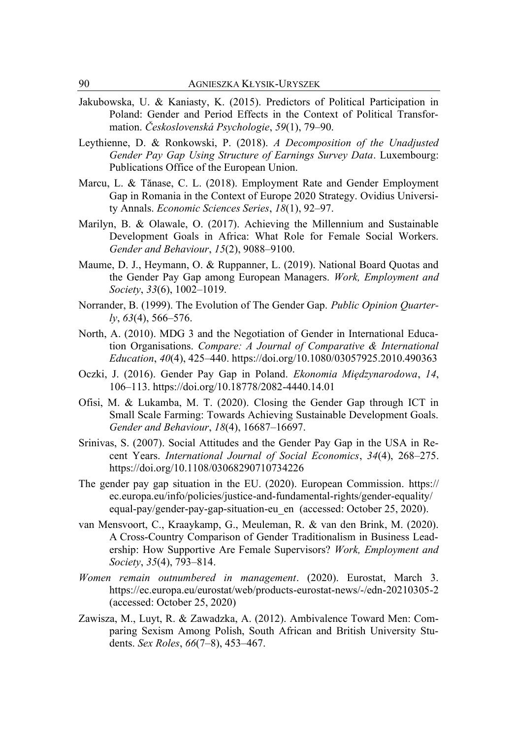Jakubowska, U. & Kaniasty, K. (2015). Predictors of Political Participation in Poland: Gender and Period Effects in the Context of Political Transformation. *Československá Psychologie*, *59*(1), 79–90.

Leythienne, D. & Ronkowski, P. (2018). *A Decomposition of the Unadjusted Gender Pay Gap Using Structure of Earnings Survey Data*. Luxembourg: Publications Office of the European Union.

Marcu, L. & Tănase, C. L. (2018). Employment Rate and Gender Employment Gap in Romania in the Context of Europe 2020 Strategy. Ovidius University Annals. *Economic Sciences Series*, *18*(1), 92–97.

Marilyn, B. & Olawale, O. (2017). Achieving the Millennium and Sustainable Development Goals in Africa: What Role for Female Social Workers. *Gender and Behaviour*, *15*(2), 9088–9100.

Maume, D. J., Heymann, O. & Ruppanner, L. (2019). National Board Quotas and the Gender Pay Gap among European Managers. *Work, Employment and Society*, *33*(6), 1002–1019.

Norrander, B. (1999). The Evolution of The Gender Gap. *Public Opinion Quarterly*, *63*(4), 566–576.

North, A. (2010). MDG 3 and the Negotiation of Gender in International Education Organisations. *Compare: A Journal of Comparative & International Education*, *40*(4), 425–440. https://doi.org/10.1080/03057925.2010.490363

Oczki, J. (2016). Gender Pay Gap in Poland. *Ekonomia Międzynarodowa*, *14*, 106–113. https://doi.org/10.18778/2082-4440.14.01

Ofisi, M. & Lukamba, M. T. (2020). Closing the Gender Gap through ICT in Small Scale Farming: Towards Achieving Sustainable Development Goals. *Gender and Behaviour*, *18*(4), 16687–16697.

Srinivas, S. (2007). Social Attitudes and the Gender Pay Gap in the USA in Recent Years. *International Journal of Social Economics*, *34*(4), 268–275. https://doi.org/10.1108/03068290710734226

The gender pay gap situation in the EU. (2020). European Commission. https://ec.europa.eu/info/policies/justice-and-fundamental-rights/gender-equality/equal-pay/gender-pay-gap-situation-eu_en (accessed: October 25, 2020).

van Mensvoort, C., Kraaykamp, G., Meuleman, R. & van den Brink, M. (2020). A Cross-Country Comparison of Gender Traditionalism in Business Leadership: How Supportive Are Female Supervisors? *Work, Employment and Society*, *35*(4), 793–814.

*Women remain outnumbered in management*. (2020). Eurostat, March 3. https://ec.europa.eu/eurostat/web/products-eurostat-news/-/edn-20210305-2 (accessed: October 25, 2020)

Zawisza, M., Luyt, R. & Zawadzka, A. (2012). Ambivalence Toward Men: Comparing Sexism Among Polish, South African and British University Students. *Sex Roles*, *66*(7–8), 453–467.